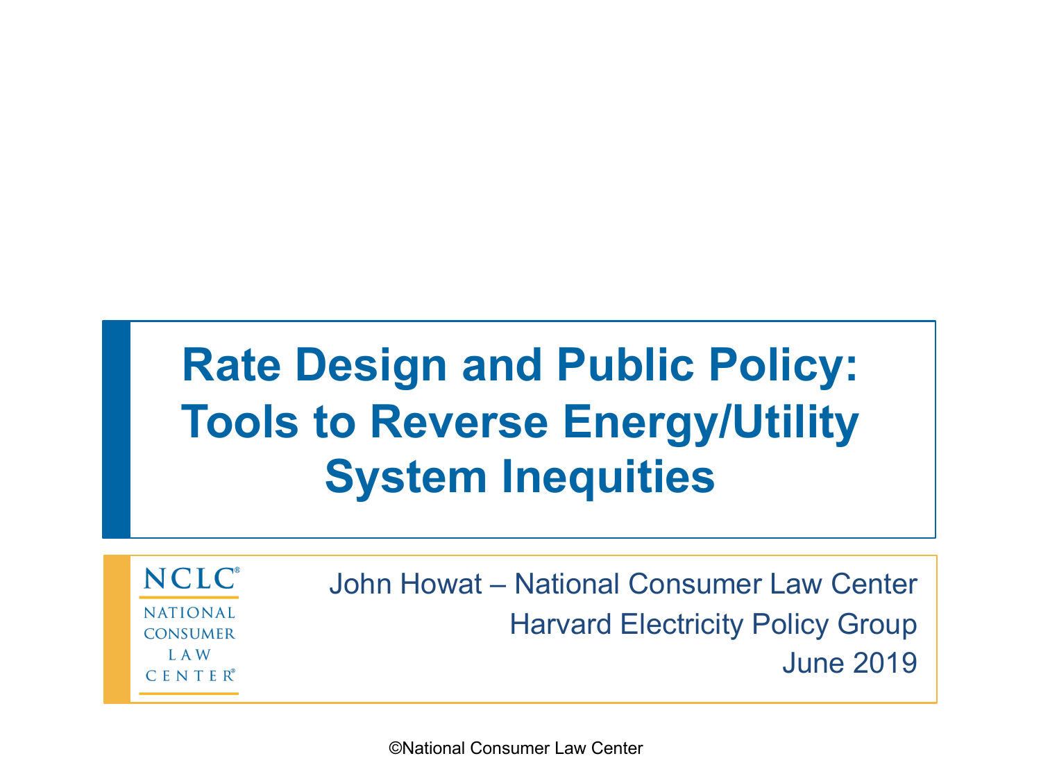# Rate Design and Public Policy: Tools to Reverse Energy/Utility System Inequities

NCLC® NATIONAL CONSUMER LAW CENTER®

John Howat – National Consumer Law Center
Harvard Electricity Policy Group
June 2019

©National Consumer Law Center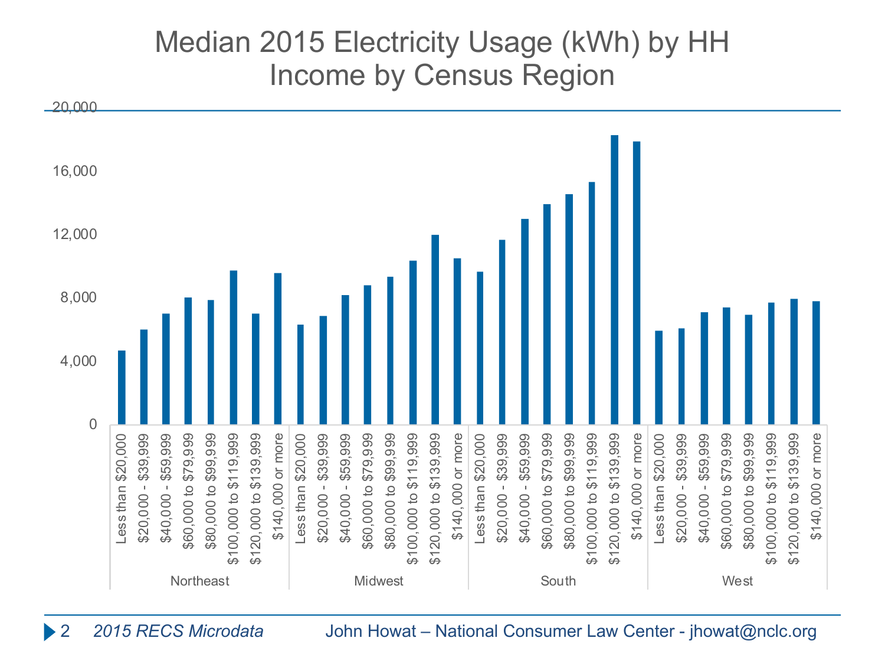# Median 2015 Electricity Usage (kWh) by HH Income by Census Region

| Income | Northeast | Midwest | South | West |
|---|---|---|---|---|
| Less than $20,000 | | | | |
| $20,000 - $39,999 | | | | |
| $40,000 - $59,999 | | | | |
| $60,000 to $79,999 | | | | |
| $80,000 to $99,999 | | | | |
| $100,000 to $119,999 | | | | |
| $120,000 to $139,999 | | | | |
| $140,000 or more | | | | |

2015 RECS Microdata

John Howat – National Consumer Law Center - jhowat@nclc.org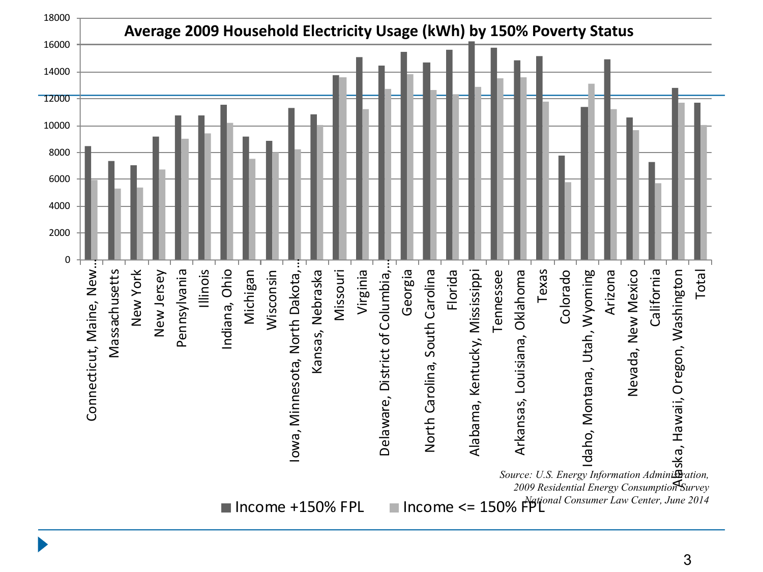# Average 2009 Household Electricity Usage (kWh) by 150% Poverty Status

| Region | Income +150% FPL | Income <= 150% FPL |
|---|---|---|
| Connecticut, Maine, New… | 8450 | 5950 |
| Massachusetts | 7350 | 5300 |
| New York | 7050 | 5350 |
| New Jersey | 9200 | 6700 |
| Pennsylvania | 10750 | 9000 |
| Illinois | 10750 | 9400 |
| Indiana, Ohio | 11550 | 10200 |
| Michigan | 9200 | 7500 |
| Wisconsin | 8850 | 8000 |
| Iowa, Minnesota, North Dakota,… | 11300 | 8250 |
| Kansas, Nebraska | 10850 | 10000 |
| Missouri | 13750 | 13600 |
| Virginia | 15100 | 11200 |
| Delaware, District of Columbia,… | 14450 | 12700 |
| Georgia | 15500 | 13800 |
| North Carolina, South Carolina | 14700 | 12650 |
| Florida | 15650 | 12350 |
| Alabama, Kentucky, Mississippi | 16250 | 12900 |
| Tennessee | 15800 | 13500 |
| Arkansas, Louisiana, Oklahoma | 14850 | 13600 |
| Texas | 15150 | 11800 |
| Colorado | 7750 | 5750 |
| Idaho, Montana, Utah, Wyoming | 11400 | 13100 |
| Arizona | 14950 | 11200 |
| Nevada, New Mexico | 10600 | 9650 |
| California | 7300 | 5700 |
| Alaska, Hawaii, Oregon, Washington | 12800 | 11700 |
| Total | 11700 | 10050 |

*Values estimated from bar chart.*

*Source: U.S. Energy Information Administration, 2009 Residential Energy Consumption Survey*
*National Consumer Law Center, June 2014*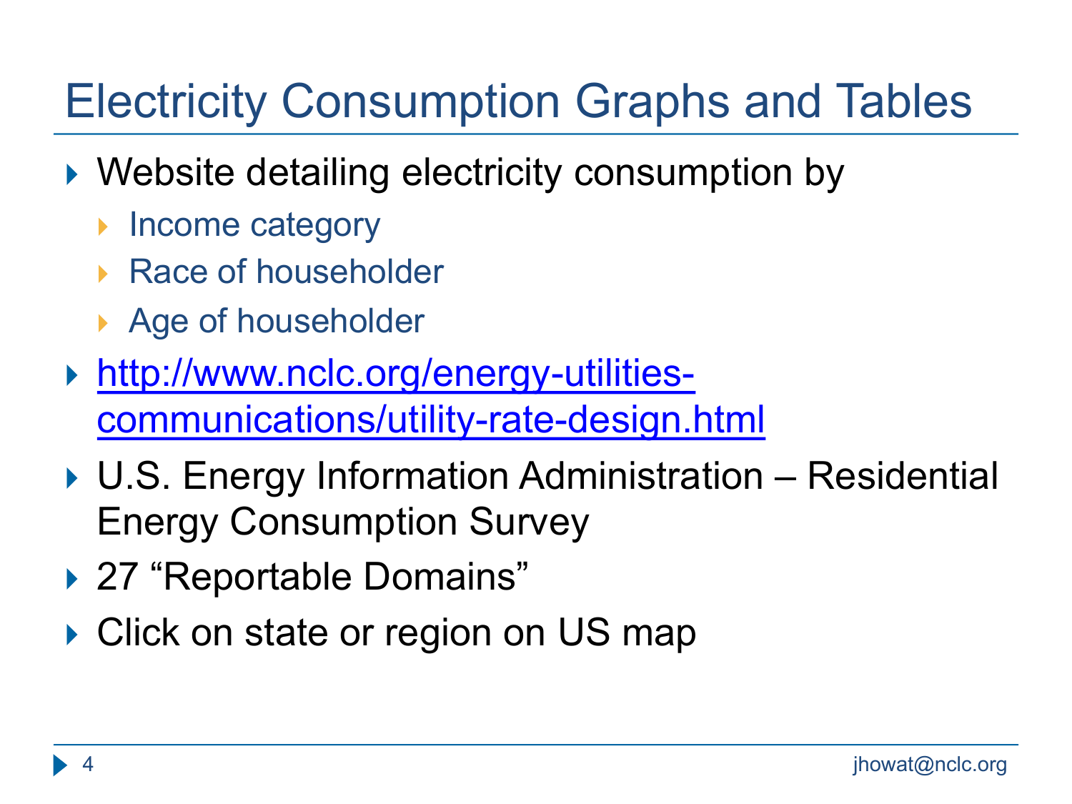# Electricity Consumption Graphs and Tables

- Website detailing electricity consumption by
  - Income category
  - Race of householder
  - Age of householder
- http://www.nclc.org/energy-utilities-communications/utility-rate-design.html
- U.S. Energy Information Administration – Residential Energy Consumption Survey
- 27 "Reportable Domains"
- Click on state or region on US map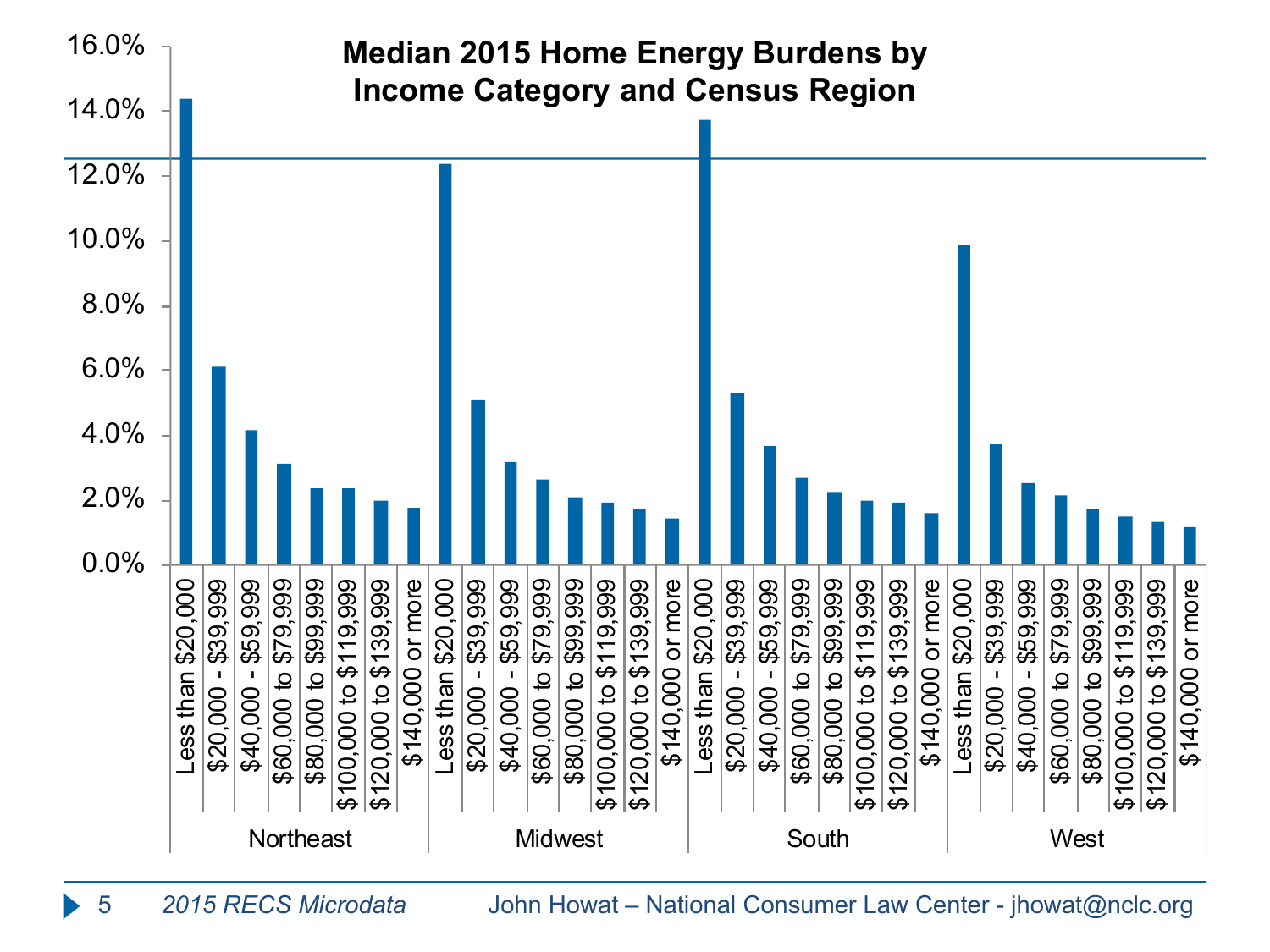# Median 2015 Home Energy Burdens by Income Category and Census Region

| Region | Income Category | Median Energy Burden (approx.) |
| --- | --- | --- |
| Northeast | Less than $20,000 | 14.4% |
| Northeast | $20,000 - $39,999 | 6.1% |
| Northeast | $40,000 - $59,999 | 4.2% |
| Northeast | $60,000 to $79,999 | 3.1% |
| Northeast | $80,000 to $99,999 | 2.4% |
| Northeast | $100,000 to $119,999 | 2.4% |
| Northeast | $120,000 to $139,999 | 2.0% |
| Northeast | $140,000 or more | 1.8% |
| Midwest | Less than $20,000 | 12.4% |
| Midwest | $20,000 - $39,999 | 5.1% |
| Midwest | $40,000 - $59,999 | 3.2% |
| Midwest | $60,000 to $79,999 | 2.6% |
| Midwest | $80,000 to $99,999 | 2.1% |
| Midwest | $100,000 to $119,999 | 1.9% |
| Midwest | $120,000 to $139,999 | 1.7% |
| Midwest | $140,000 or more | 1.4% |
| South | Less than $20,000 | 13.7% |
| South | $20,000 - $39,999 | 5.3% |
| South | $40,000 - $59,999 | 3.7% |
| South | $60,000 to $79,999 | 2.7% |
| South | $80,000 to $99,999 | 2.2% |
| South | $100,000 to $119,999 | 2.0% |
| South | $120,000 to $139,999 | 1.9% |
| South | $140,000 or more | 1.6% |
| West | Less than $20,000 | 9.9% |
| West | $20,000 - $39,999 | 3.7% |
| West | $40,000 - $59,999 | 2.5% |
| West | $60,000 to $79,999 | 2.2% |
| West | $80,000 to $99,999 | 1.7% |
| West | $100,000 to $119,999 | 1.5% |
| West | $120,000 to $139,999 | 1.3% |
| West | $140,000 or more | 1.2% |

*2015 RECS Microdata*

John Howat – National Consumer Law Center - jhowat@nclc.org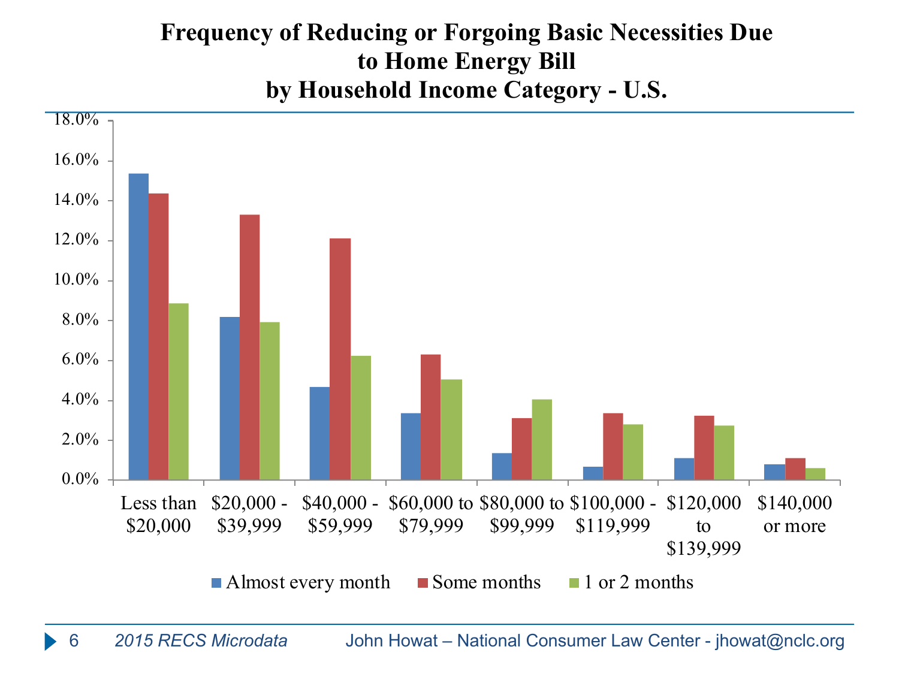# Frequency of Reducing or Forgoing Basic Necessities Due to Home Energy Bill by Household Income Category - U.S.

| Household Income | Almost every month | Some months | 1 or 2 months |
|---|---|---|---|
| Less than $20,000 | 15.3% | 14.3% | 8.8% |
| $20,000 - $39,999 | 8.2% | 13.3% | 7.9% |
| $40,000 - $59,999 | 4.7% | 12.1% | 6.2% |
| $60,000 to $79,999 | 3.3% | 6.3% | 5.0% |
| $80,000 to $99,999 | 1.3% | 3.1% | 4.0% |
| $100,000 - $119,999 | 0.7% | 3.3% | 2.8% |
| $120,000 to $139,999 | 1.1% | 3.2% | 2.7% |
| $140,000 or more | 0.8% | 1.1% | 0.6% |

*2015 RECS Microdata*

John Howat – National Consumer Law Center - jhowat@nclc.org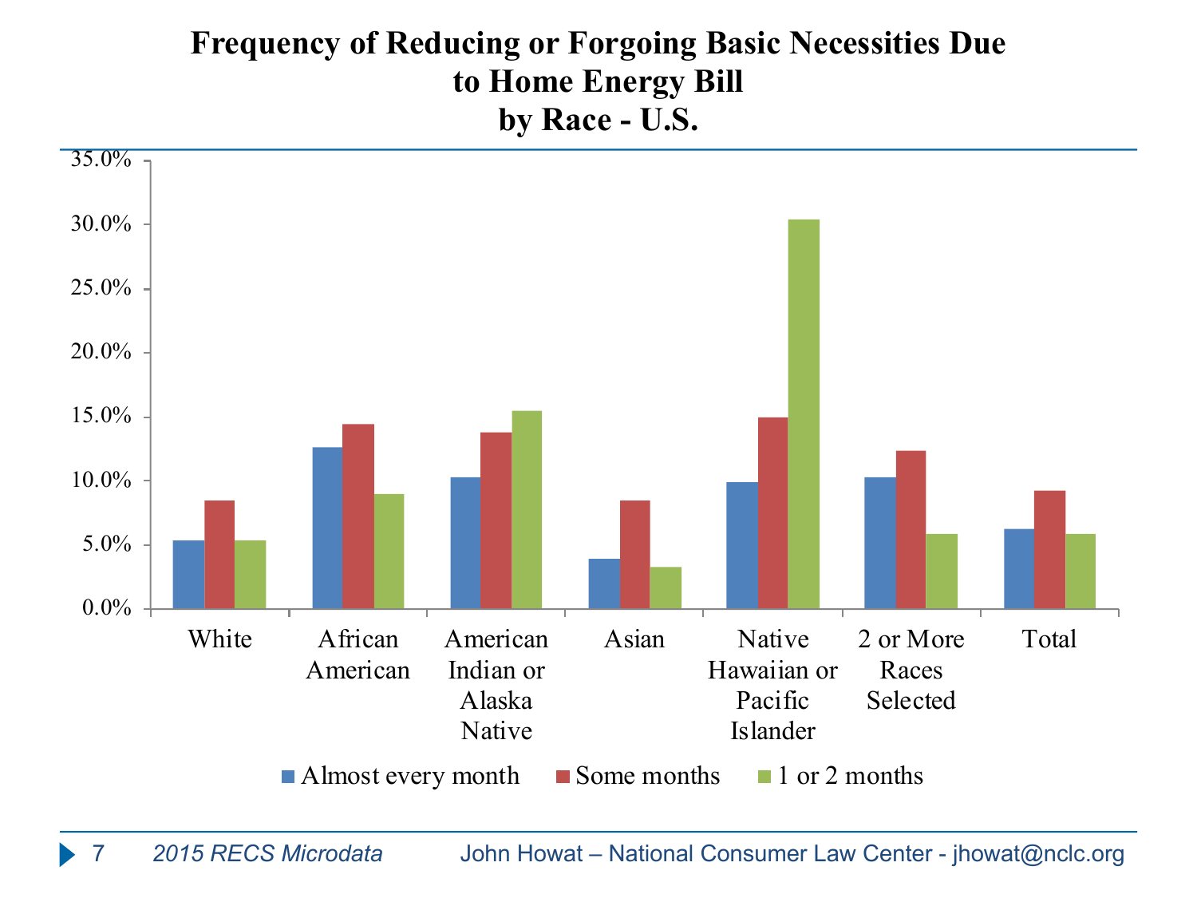# Frequency of Reducing or Forgoing Basic Necessities Due to Home Energy Bill by Race - U.S.

| | Almost every month | Some months | 1 or 2 months |
|---|---|---|---|
| White | 5.3% | 8.5% | 5.3% |
| African American | 12.6% | 14.4% | 9.0% |
| American Indian or Alaska Native | 10.3% | 13.8% | 15.5% |
| Asian | 3.9% | 8.5% | 3.3% |
| Native Hawaiian or Pacific Islander | 9.9% | 15.0% | 30.4% |
| 2 or More Races Selected | 10.3% | 12.4% | 5.9% |
| Total | 6.2% | 9.2% | 5.8% |

*2015 RECS Microdata*

John Howat – National Consumer Law Center - jhowat@nclc.org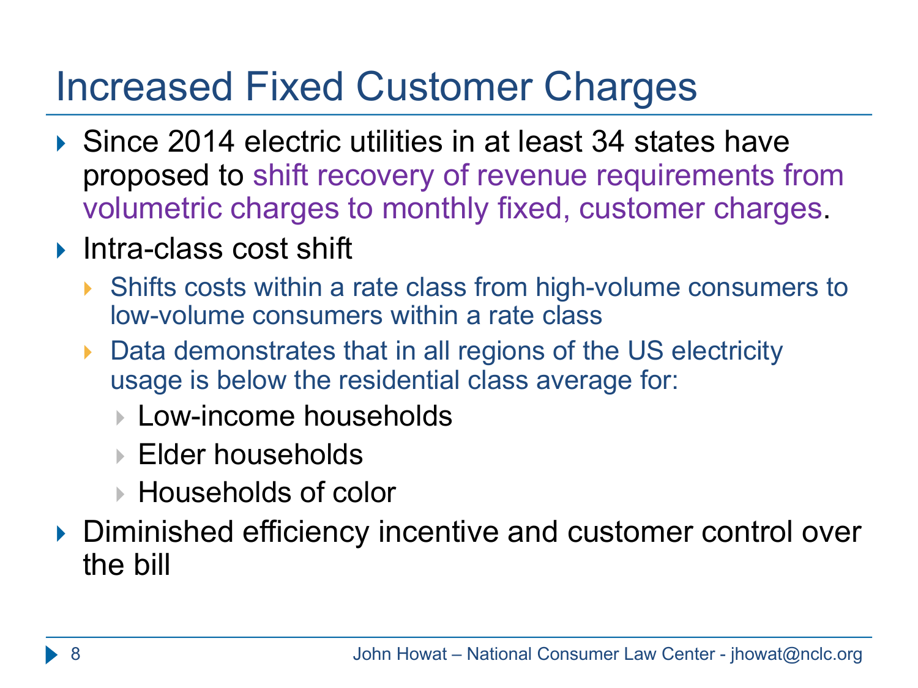# Increased Fixed Customer Charges

- Since 2014 electric utilities in at least 34 states have proposed to shift recovery of revenue requirements from volumetric charges to monthly fixed, customer charges.
- Intra-class cost shift
  - Shifts costs within a rate class from high-volume consumers to low-volume consumers within a rate class
  - Data demonstrates that in all regions of the US electricity usage is below the residential class average for:
    - Low-income households
    - Elder households
    - Households of color
- Diminished efficiency incentive and customer control over the bill

John Howat – National Consumer Law Center - jhowat@nclc.org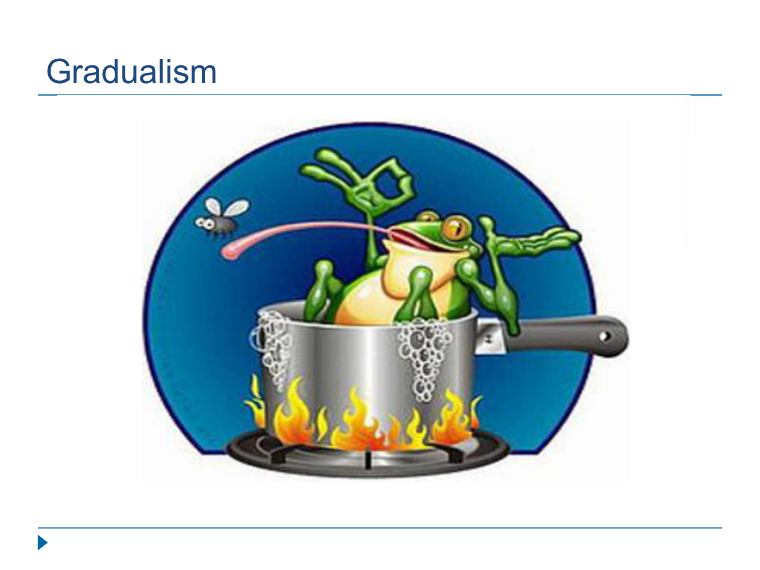# Gradualism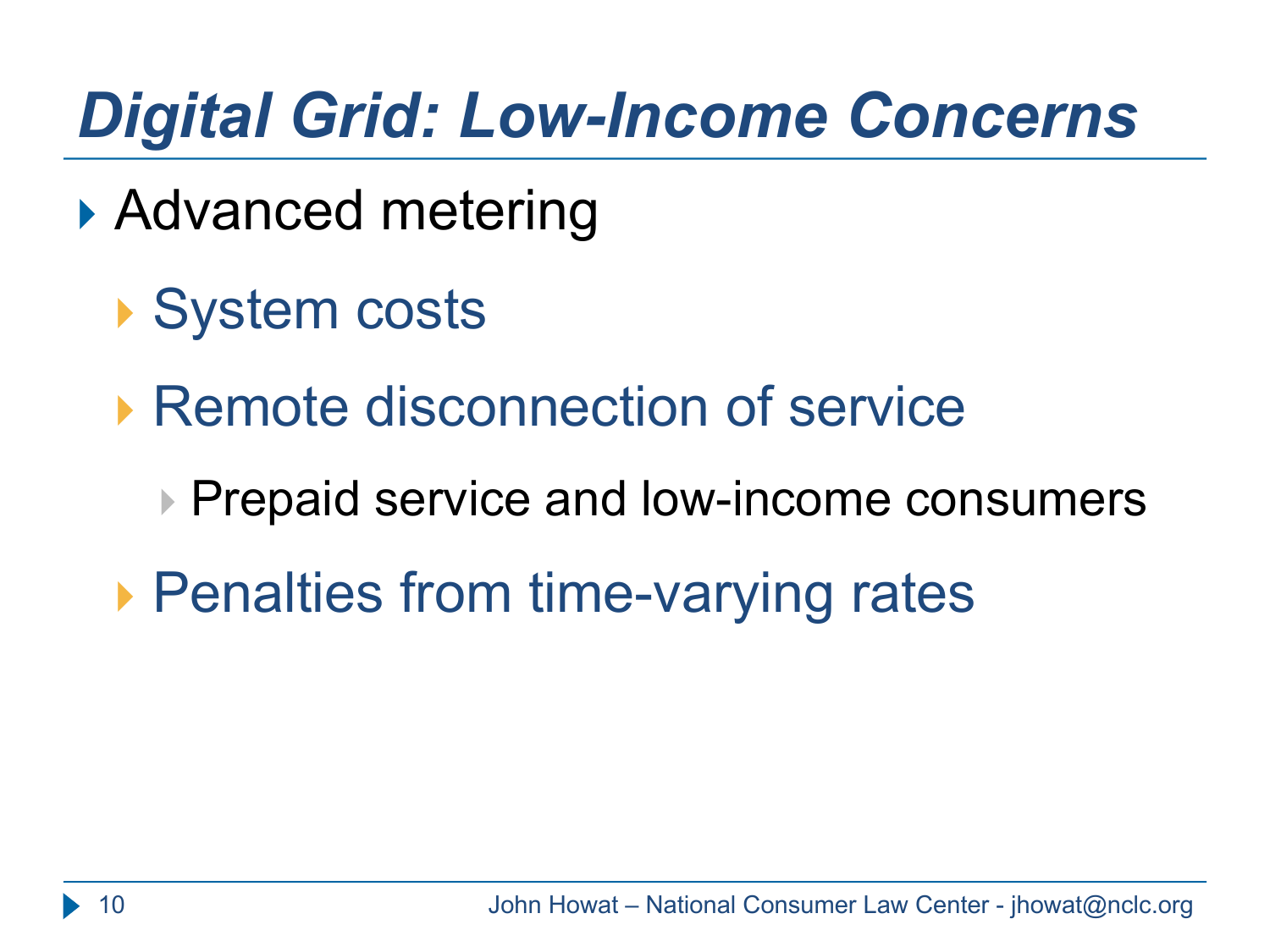# *Digital Grid: Low-Income Concerns*

- Advanced metering
  - System costs
  - Remote disconnection of service
    - Prepaid service and low-income consumers
  - Penalties from time-varying rates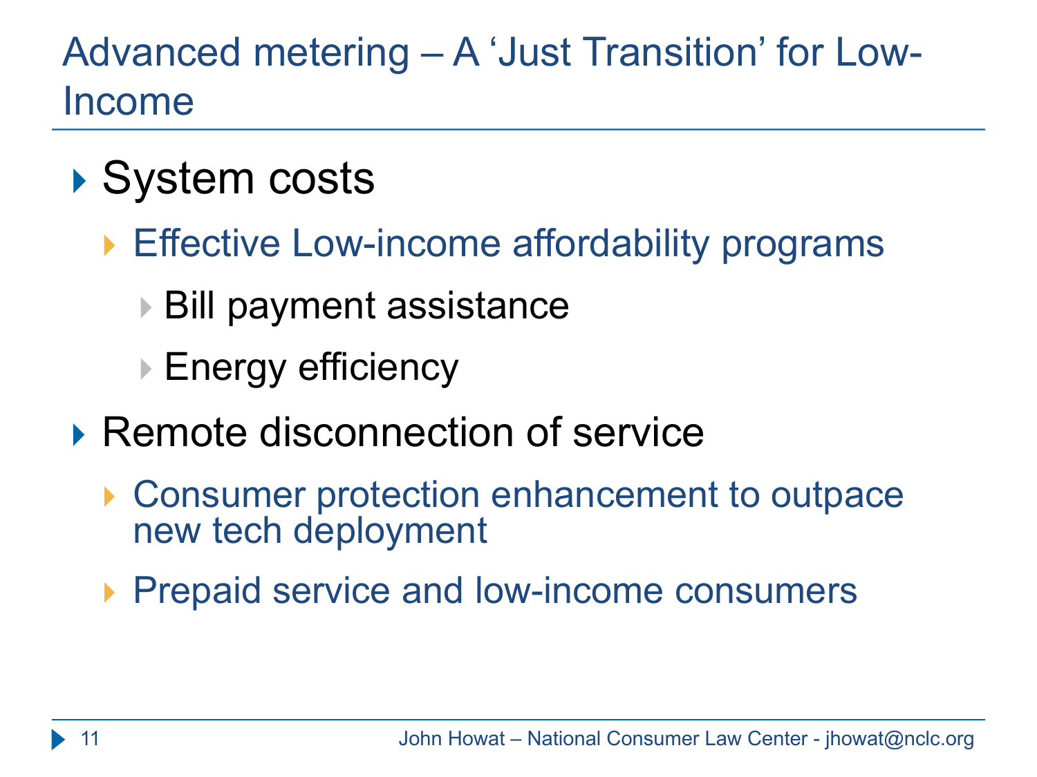# Advanced metering – A 'Just Transition' for Low-Income

- System costs
  - Effective Low-income affordability programs
    - Bill payment assistance
    - Energy efficiency
- Remote disconnection of service
  - Consumer protection enhancement to outpace new tech deployment
  - Prepaid service and low-income consumers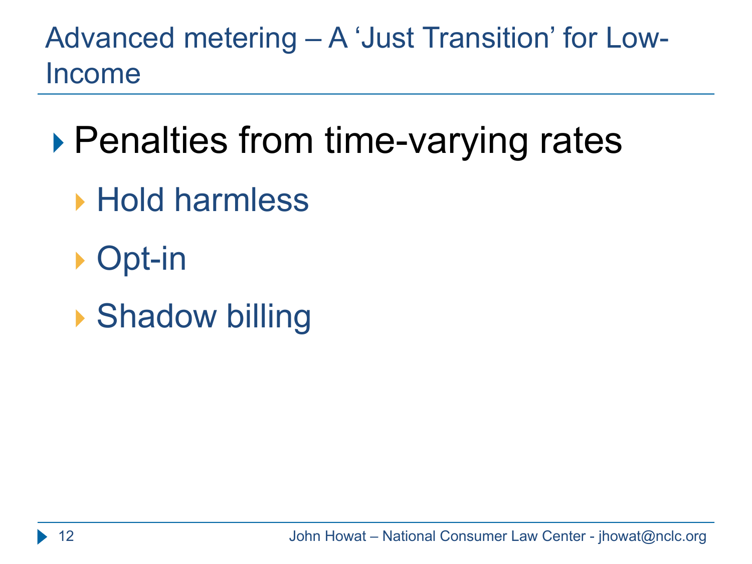# Advanced metering – A 'Just Transition' for Low-Income

- Penalties from time-varying rates
  - Hold harmless
  - Opt-in
  - Shadow billing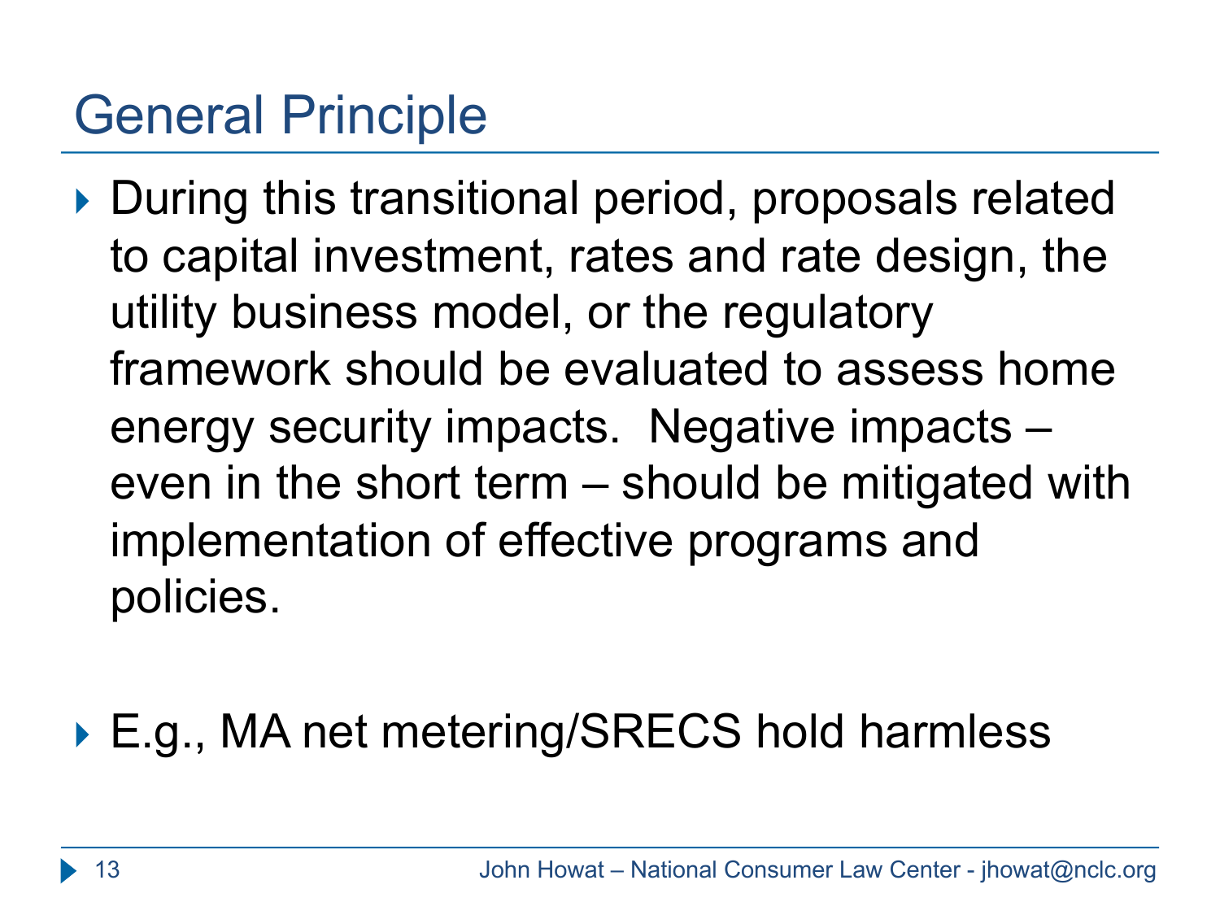# General Principle

- During this transitional period, proposals related to capital investment, rates and rate design, the utility business model, or the regulatory framework should be evaluated to assess home energy security impacts. Negative impacts – even in the short term – should be mitigated with implementation of effective programs and policies.

- E.g., MA net metering/SRECS hold harmless